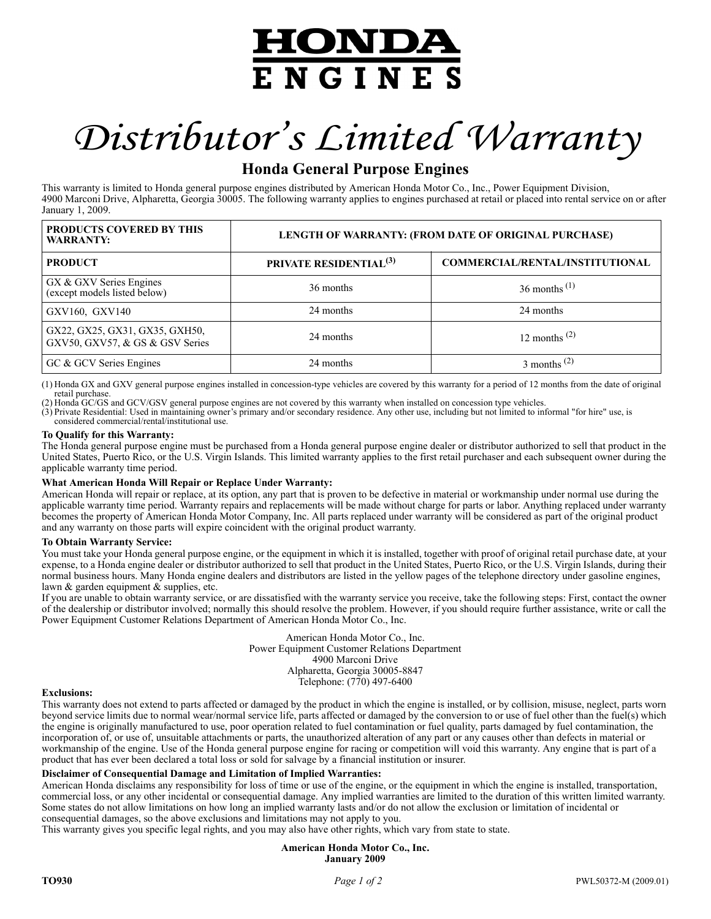# HONDA ENGINES

# *Distributor's Limited Warranty*

## Honda General Purpose Engines

This warranty is limited to Honda general purpose engines distributed by American Honda Motor Co., Inc., Power Equipment Division, 4900 Marconi Drive, Alpharetta, Georgia 30005. The following warranty applies to engines purchased at retail or placed into rental service on or after January 1, 2009.

| PRODUCTS COVERED BY THIS WARRANTY: | LENGTH OF WARRANTY: (FROM DATE OF ORIGINAL PURCHASE) | |
|---|---|---|
| **PRODUCT** | **PRIVATE RESIDENTIAL(3)** | **COMMERCIAL/RENTAL/INSTITUTIONAL** |
| GX & GXV Series Engines (except models listed below) | 36 months | 36 months (1) |
| GXV160, GXV140 | 24 months | 24 months |
| GX22, GX25, GX31, GX35, GXH50, GXV50, GXV57, & GS & GSV Series | 24 months | 12 months (2) |
| GC & GCV Series Engines | 24 months | 3 months (2) |

(1) Honda GX and GXV general purpose engines installed in concession-type vehicles are covered by this warranty for a period of 12 months from the date of original retail purchase.
(2) Honda GC/GS and GCV/GSV general purpose engines are not covered by this warranty when installed on concession type vehicles.
(3) Private Residential: Used in maintaining owner's primary and/or secondary residence. Any other use, including but not limited to informal "for hire" use, is considered commercial/rental/institutional use.

**To Qualify for this Warranty:**
The Honda general purpose engine must be purchased from a Honda general purpose engine dealer or distributor authorized to sell that product in the United States, Puerto Rico, or the U.S. Virgin Islands. This limited warranty applies to the first retail purchaser and each subsequent owner during the applicable warranty time period.

**What American Honda Will Repair or Replace Under Warranty:**
American Honda will repair or replace, at its option, any part that is proven to be defective in material or workmanship under normal use during the applicable warranty time period. Warranty repairs and replacements will be made without charge for parts or labor. Anything replaced under warranty becomes the property of American Honda Motor Company, Inc. All parts replaced under warranty will be considered as part of the original product and any warranty on those parts will expire coincident with the original product warranty.

**To Obtain Warranty Service:**
You must take your Honda general purpose engine, or the equipment in which it is installed, together with proof of original retail purchase date, at your expense, to a Honda engine dealer or distributor authorized to sell that product in the United States, Puerto Rico, or the U.S. Virgin Islands, during their normal business hours. Many Honda engine dealers and distributors are listed in the yellow pages of the telephone directory under gasoline engines, lawn & garden equipment & supplies, etc.
If you are unable to obtain warranty service, or are dissatisfied with the warranty service you receive, take the following steps: First, contact the owner of the dealership or distributor involved; normally this should resolve the problem. However, if you should require further assistance, write or call the Power Equipment Customer Relations Department of American Honda Motor Co., Inc.

American Honda Motor Co., Inc.
Power Equipment Customer Relations Department
4900 Marconi Drive
Alpharetta, Georgia 30005-8847
Telephone: (770) 497-6400

**Exclusions:**
This warranty does not extend to parts affected or damaged by the product in which the engine is installed, or by collision, misuse, neglect, parts worn beyond service limits due to normal wear/normal service life, parts affected or damaged by the conversion to or use of fuel other than the fuel(s) which the engine is originally manufactured to use, poor operation related to fuel contamination or fuel quality, parts damaged by fuel contamination, the incorporation of, or use of, unsuitable attachments or parts, the unauthorized alteration of any part or any causes other than defects in material or workmanship of the engine. Use of the Honda general purpose engine for racing or competition will void this warranty. Any engine that is part of a product that has ever been declared a total loss or sold for salvage by a financial institution or insurer.

**Disclaimer of Consequential Damage and Limitation of Implied Warranties:**
American Honda disclaims any responsibility for loss of time or use of the engine, or the equipment in which the engine is installed, transportation, commercial loss, or any other incidental or consequential damage. Any implied warranties are limited to the duration of this written limited warranty. Some states do not allow limitations on how long an implied warranty lasts and/or do not allow the exclusion or limitation of incidental or consequential damages, so the above exclusions and limitations may not apply to you.
This warranty gives you specific legal rights, and you may also have other rights, which vary from state to state.

**American Honda Motor Co., Inc.**
**January 2009**

**TO930** PWL50372-M (2009.01)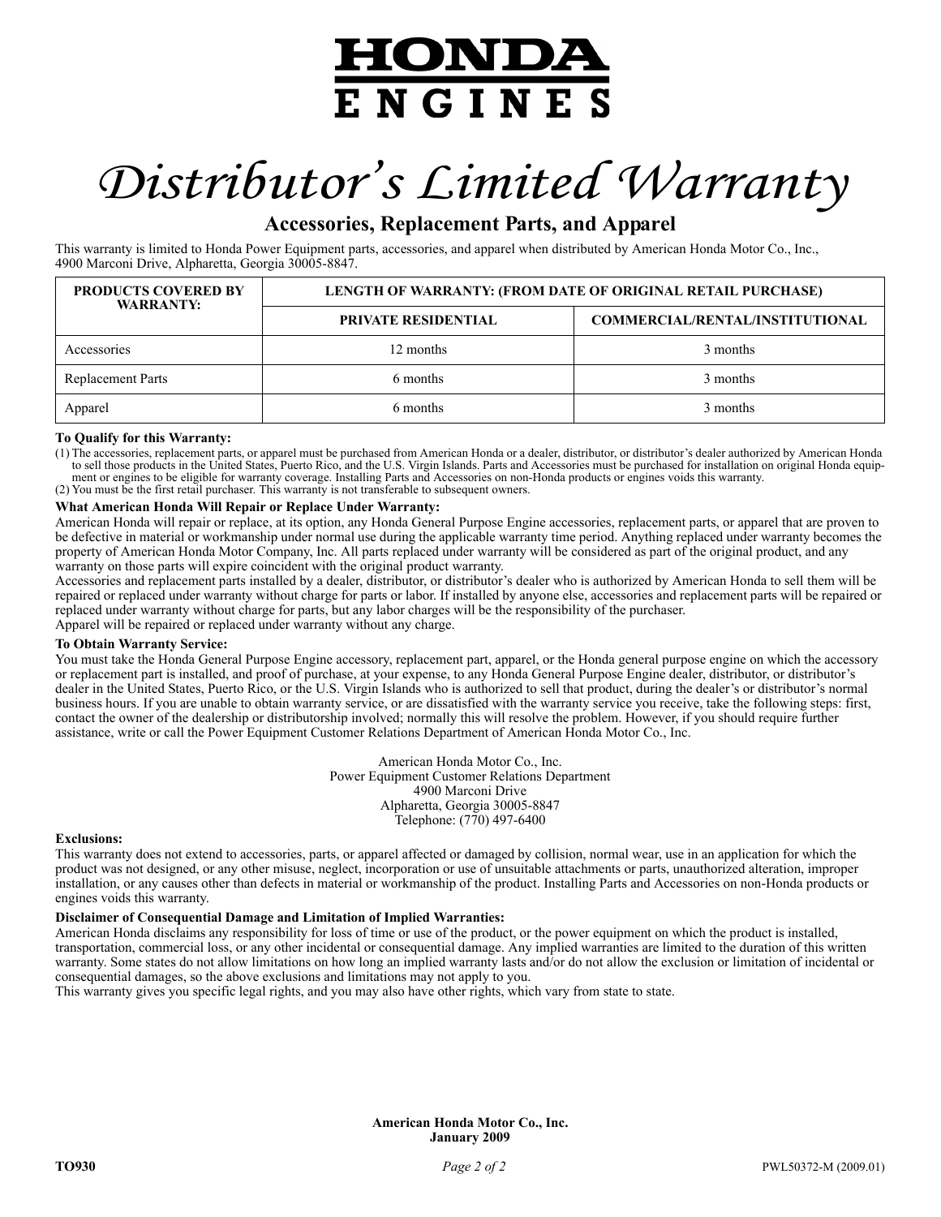# HONDA ENGINES

# Distributor's Limited Warranty

## Accessories, Replacement Parts, and Apparel

This warranty is limited to Honda Power Equipment parts, accessories, and apparel when distributed by American Honda Motor Co., Inc., 4900 Marconi Drive, Alpharetta, Georgia 30005-8847.

| PRODUCTS COVERED BY WARRANTY: | LENGTH OF WARRANTY: (FROM DATE OF ORIGINAL RETAIL PURCHASE) | |
|---|---|---|
| | PRIVATE RESIDENTIAL | COMMERCIAL/RENTAL/INSTITUTIONAL |
| Accessories | 12 months | 3 months |
| Replacement Parts | 6 months | 3 months |
| Apparel | 6 months | 3 months |

**To Qualify for this Warranty:**

(1) The accessories, replacement parts, or apparel must be purchased from American Honda or a dealer, distributor, or distributor's dealer authorized by American Honda to sell those products in the United States, Puerto Rico, and the U.S. Virgin Islands. Parts and Accessories must be purchased for installation on original Honda equipment or engines to be eligible for warranty coverage. Installing Parts and Accessories on non-Honda products or engines voids this warranty.

(2) You must be the first retail purchaser. This warranty is not transferable to subsequent owners.

**What American Honda Will Repair or Replace Under Warranty:**

American Honda will repair or replace, at its option, any Honda General Purpose Engine accessories, replacement parts, or apparel that are proven to be defective in material or workmanship under normal use during the applicable warranty time period. Anything replaced under warranty becomes the property of American Honda Motor Company, Inc. All parts replaced under warranty will be considered as part of the original product, and any warranty on those parts will expire coincident with the original product warranty.

Accessories and replacement parts installed by a dealer, distributor, or distributor's dealer who is authorized by American Honda to sell them will be repaired or replaced under warranty without charge for parts or labor. If installed by anyone else, accessories and replacement parts will be repaired or replaced under warranty without charge for parts, but any labor charges will be the responsibility of the purchaser.

Apparel will be repaired or replaced under warranty without any charge.

**To Obtain Warranty Service:**

You must take the Honda General Purpose Engine accessory, replacement part, apparel, or the Honda general purpose engine on which the accessory or replacement part is installed, and proof of purchase, at your expense, to any Honda General Purpose Engine dealer, distributor, or distributor's dealer in the United States, Puerto Rico, or the U.S. Virgin Islands who is authorized to sell that product, during the dealer's or distributor's normal business hours. If you are unable to obtain warranty service, or are dissatisfied with the warranty service you receive, take the following steps: first, contact the owner of the dealership or distributorship involved; normally this will resolve the problem. However, if you should require further assistance, write or call the Power Equipment Customer Relations Department of American Honda Motor Co., Inc.

American Honda Motor Co., Inc.
Power Equipment Customer Relations Department
4900 Marconi Drive
Alpharetta, Georgia 30005-8847
Telephone: (770) 497-6400

**Exclusions:**

This warranty does not extend to accessories, parts, or apparel affected or damaged by collision, normal wear, use in an application for which the product was not designed, or any other misuse, neglect, incorporation or use of unsuitable attachments or parts, unauthorized alteration, improper installation, or any causes other than defects in material or workmanship of the product. Installing Parts and Accessories on non-Honda products or engines voids this warranty.

**Disclaimer of Consequential Damage and Limitation of Implied Warranties:**

American Honda disclaims any responsibility for loss of time or use of the product, or the power equipment on which the product is installed, transportation, commercial loss, or any other incidental or consequential damage. Any implied warranties are limited to the duration of this written warranty. Some states do not allow limitations on how long an implied warranty lasts and/or do not allow the exclusion or limitation of incidental or consequential damages, so the above exclusions and limitations may not apply to you.

This warranty gives you specific legal rights, and you may also have other rights, which vary from state to state.

**American Honda Motor Co., Inc.**
**January 2009**

**TO930** PWL50372-M (2009.01)